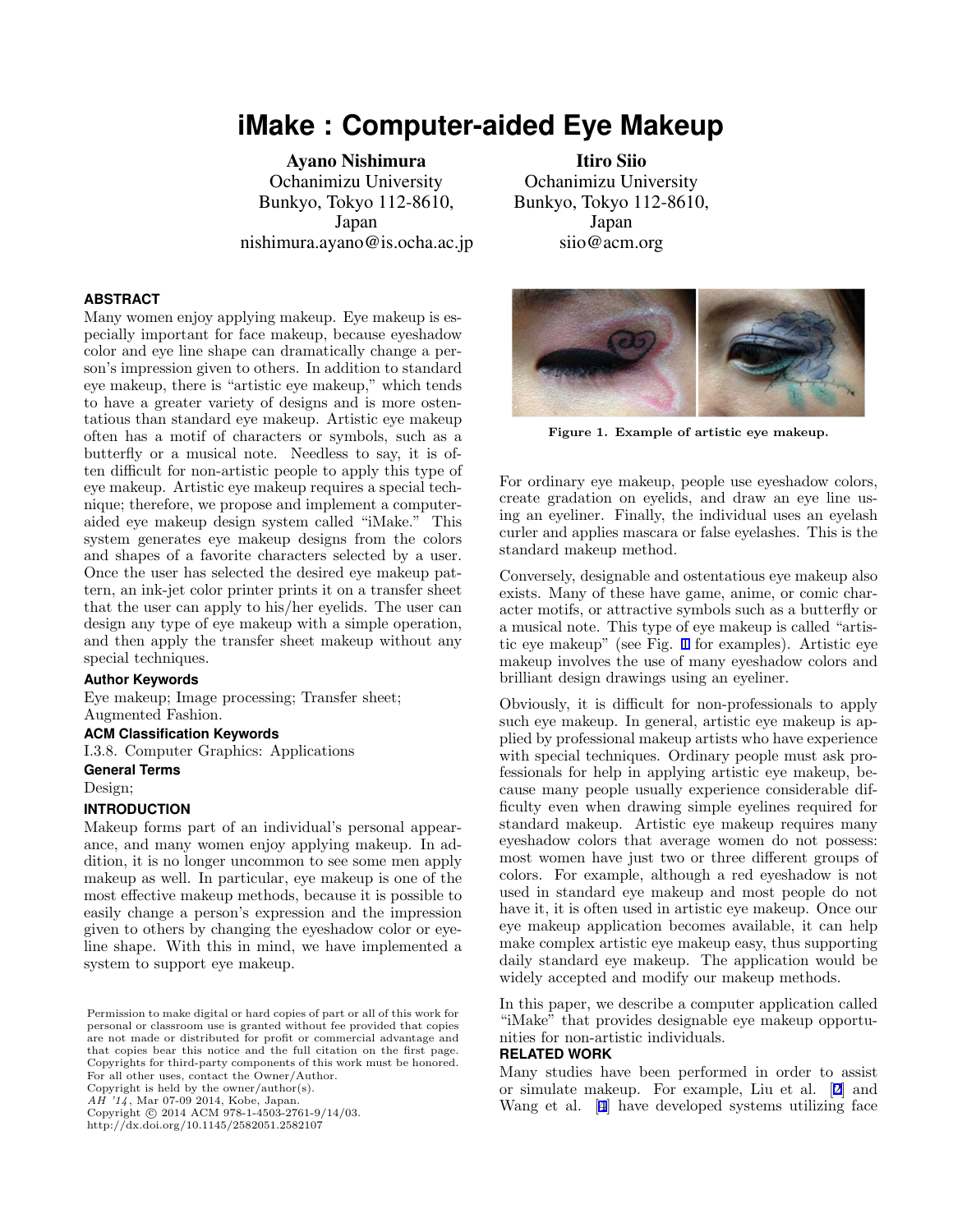# iMake : Computer-aided Eye Makeup

**Ayano Nishimura**
Ochanimizu University
Bunkyo, Tokyo 112-8610, Japan
nishimura.ayano@is.ocha.ac.jp

**Itiro Siio**
Ochanimizu University
Bunkyo, Tokyo 112-8610, Japan
siio@acm.org

## ABSTRACT

Many women enjoy applying makeup. Eye makeup is especially important for face makeup, because eyeshadow color and eye line shape can dramatically change a person's impression given to others. In addition to standard eye makeup, there is "artistic eye makeup," which tends to have a greater variety of designs and is more ostentatious than standard eye makeup. Artistic eye makeup often has a motif of characters or symbols, such as a butterfly or a musical note. Needless to say, it is often difficult for non-artistic people to apply this type of eye makeup. Artistic eye makeup requires a special technique; therefore, we propose and implement a computer-aided eye makeup design system called "iMake." This system generates eye makeup designs from the colors and shapes of a favorite characters selected by a user. Once the user has selected the desired eye makeup pattern, an ink-jet color printer prints it on a transfer sheet that the user can apply to his/her eyelids. The user can design any type of eye makeup with a simple operation, and then apply the transfer sheet makeup without any special techniques.

### Author Keywords

Eye makeup; Image processing; Transfer sheet; Augmented Fashion.

### ACM Classification Keywords

I.3.8. Computer Graphics: Applications

### General Terms

Design;

## INTRODUCTION

Makeup forms part of an individual's personal appearance, and many women enjoy applying makeup. In addition, it is no longer uncommon to see some men apply makeup as well. In particular, eye makeup is one of the most effective makeup methods, because it is possible to easily change a person's expression and the impression given to others by changing the eyeshadow color or eyeline shape. With this in mind, we have implemented a system to support eye makeup.

Permission to make digital or hard copies of part or all of this work for personal or classroom use is granted without fee provided that copies are not made or distributed for profit or commercial advantage and that copies bear this notice and the full citation on the first page. Copyrights for third-party components of this work must be honored. For all other uses, contact the Owner/Author.
Copyright is held by the owner/author(s).
*AH '14*, Mar 07-09 2014, Kobe, Japan.
Copyright © 2014 ACM 978-1-4503-2761-9/14/03.
http://dx.doi.org/10.1145/2582051.2582107

**Figure 1. Example of artistic eye makeup.**

For ordinary eye makeup, people use eyeshadow colors, create gradation on eyelids, and draw an eye line using an eyeliner. Finally, the individual uses an eyelash curler and applies mascara or false eyelashes. This is the standard makeup method.

Conversely, designable and ostentatious eye makeup also exists. Many of these have game, anime, or comic character motifs, or attractive symbols such as a butterfly or a musical note. This type of eye makeup is called "artistic eye makeup" (see Fig. 1 for examples). Artistic eye makeup involves the use of many eyeshadow colors and brilliant design drawings using an eyeliner.

Obviously, it is difficult for non-professionals to apply such eye makeup. In general, artistic eye makeup is applied by professional makeup artists who have experience with special techniques. Ordinary people must ask professionals for help in applying artistic eye makeup, because many people usually experience considerable difficulty even when drawing simple eyelines required for standard makeup. Artistic eye makeup requires many eyeshadow colors that average women do not possess: most women have just two or three different groups of colors. For example, although a red eyeshadow is not used in standard eye makeup and most people do not have it, it is often used in artistic eye makeup. Once our eye makeup application becomes available, it can help make complex artistic eye makeup easy, thus supporting daily standard eye makeup. The application would be widely accepted and modify our makeup methods.

In this paper, we describe a computer application called "iMake" that provides designable eye makeup opportunities for non-artistic individuals.

## RELATED WORK

Many studies have been performed in order to assist or simulate makeup. For example, Liu et al. [2] and Wang et al. [4] have developed systems utilizing face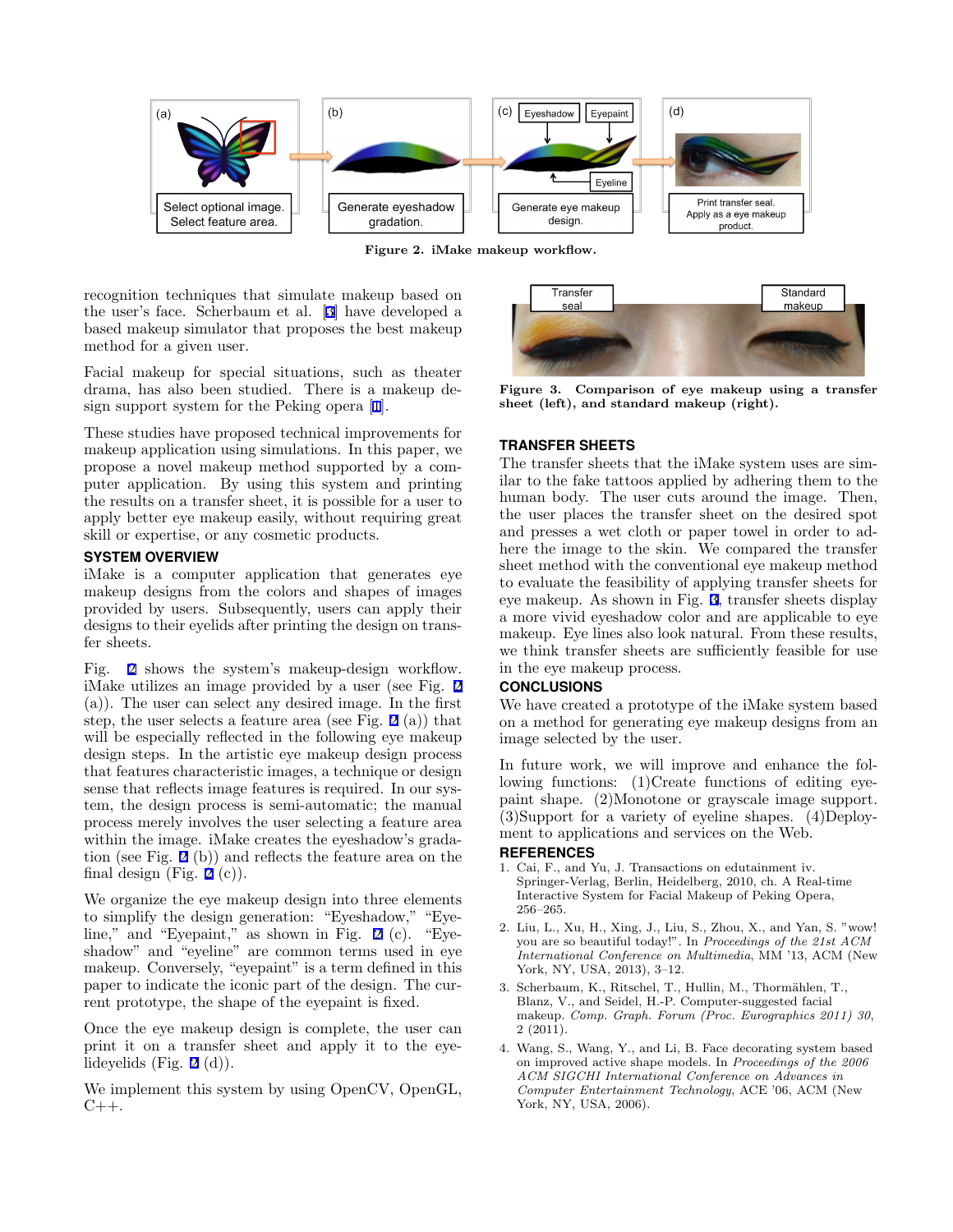Select optional image.
Select feature area.

Generate eyeshadow gradation.

Eyeshadow

Eyepaint

Eyeline

Generate eye makeup design.

Print transfer seal.
Apply as a eye makeup product.

**Figure 2. iMake makeup workflow.**

recognition techniques that simulate makeup based on the user's face. Scherbaum et al. [3] have developed a based makeup simulator that proposes the best makeup method for a given user.

Facial makeup for special situations, such as theater drama, has also been studied. There is a makeup design support system for the Peking opera [1].

These studies have proposed technical improvements for makeup application using simulations. In this paper, we propose a novel makeup method supported by a computer application. By using this system and printing the results on a transfer sheet, it is possible for a user to apply better eye makeup easily, without requiring great skill or expertise, or any cosmetic products.

## SYSTEM OVERVIEW

iMake is a computer application that generates eye makeup designs from the colors and shapes of images provided by users. Subsequently, users can apply their designs to their eyelids after printing the design on transfer sheets.

Fig. 2 shows the system's makeup-design workflow. iMake utilizes an image provided by a user (see Fig. 2 (a)). The user can select any desired image. In the first step, the user selects a feature area (see Fig. 2 (a)) that will be especially reflected in the following eye makeup design steps. In the artistic eye makeup design process that features characteristic images, a technique or design sense that reflects image features is required. In our system, the design process is semi-automatic; the manual process merely involves the user selecting a feature area within the image. iMake creates the eyeshadow's gradation (see Fig. 2 (b)) and reflects the feature area on the final design (Fig. 2 (c)).

We organize the eye makeup design into three elements to simplify the design generation: "Eyeshadow," "Eyeline," and "Eyepaint," as shown in Fig. 2 (c). "Eyeshadow" and "eyeline" are common terms used in eye makeup. Conversely, "eyepaint" is a term defined in this paper to indicate the iconic part of the design. The current prototype, the shape of the eyepaint is fixed.

Once the eye makeup design is complete, the user can print it on a transfer sheet and apply it to the eyelideyelids (Fig. 2 (d)).

We implement this system by using OpenCV, OpenGL, C++.

Transfer seal

Standard makeup

**Figure 3. Comparison of eye makeup using a transfer sheet (left), and standard makeup (right).**

## TRANSFER SHEETS

The transfer sheets that the iMake system uses are similar to the fake tattoos applied by adhering them to the human body. The user cuts around the image. Then, the user places the transfer sheet on the desired spot and presses a wet cloth or paper towel in order to adhere the image to the skin. We compared the transfer sheet method with the conventional eye makeup method to evaluate the feasibility of applying transfer sheets for eye makeup. As shown in Fig. 3, transfer sheets display a more vivid eyeshadow color and are applicable to eye makeup. Eye lines also look natural. From these results, we think transfer sheets are sufficiently feasible for use in the eye makeup process.

## CONCLUSIONS

We have created a prototype of the iMake system based on a method for generating eye makeup designs from an image selected by the user.

In future work, we will improve and enhance the following functions: (1)Create functions of editing eyepaint shape. (2)Monotone or grayscale image support. (3)Support for a variety of eyeline shapes. (4)Deployment to applications and services on the Web.

## REFERENCES

1. Cai, F., and Yu, J. Transactions on edutainment iv. Springer-Verlag, Berlin, Heidelberg, 2010, ch. A Real-time Interactive System for Facial Makeup of Peking Opera, 256–265.
2. Liu, L., Xu, H., Xing, J., Liu, S., Zhou, X., and Yan, S. "wow! you are so beautiful today!". In *Proceedings of the 21st ACM International Conference on Multimedia*, MM '13, ACM (New York, NY, USA, 2013), 3–12.
3. Scherbaum, K., Ritschel, T., Hullin, M., Thormählen, T., Blanz, V., and Seidel, H.-P. Computer-suggested facial makeup. *Comp. Graph. Forum (Proc. Eurographics 2011) 30*, 2 (2011).
4. Wang, S., Wang, Y., and Li, B. Face decorating system based on improved active shape models. In *Proceedings of the 2006 ACM SIGCHI International Conference on Advances in Computer Entertainment Technology*, ACE '06, ACM (New York, NY, USA, 2006).